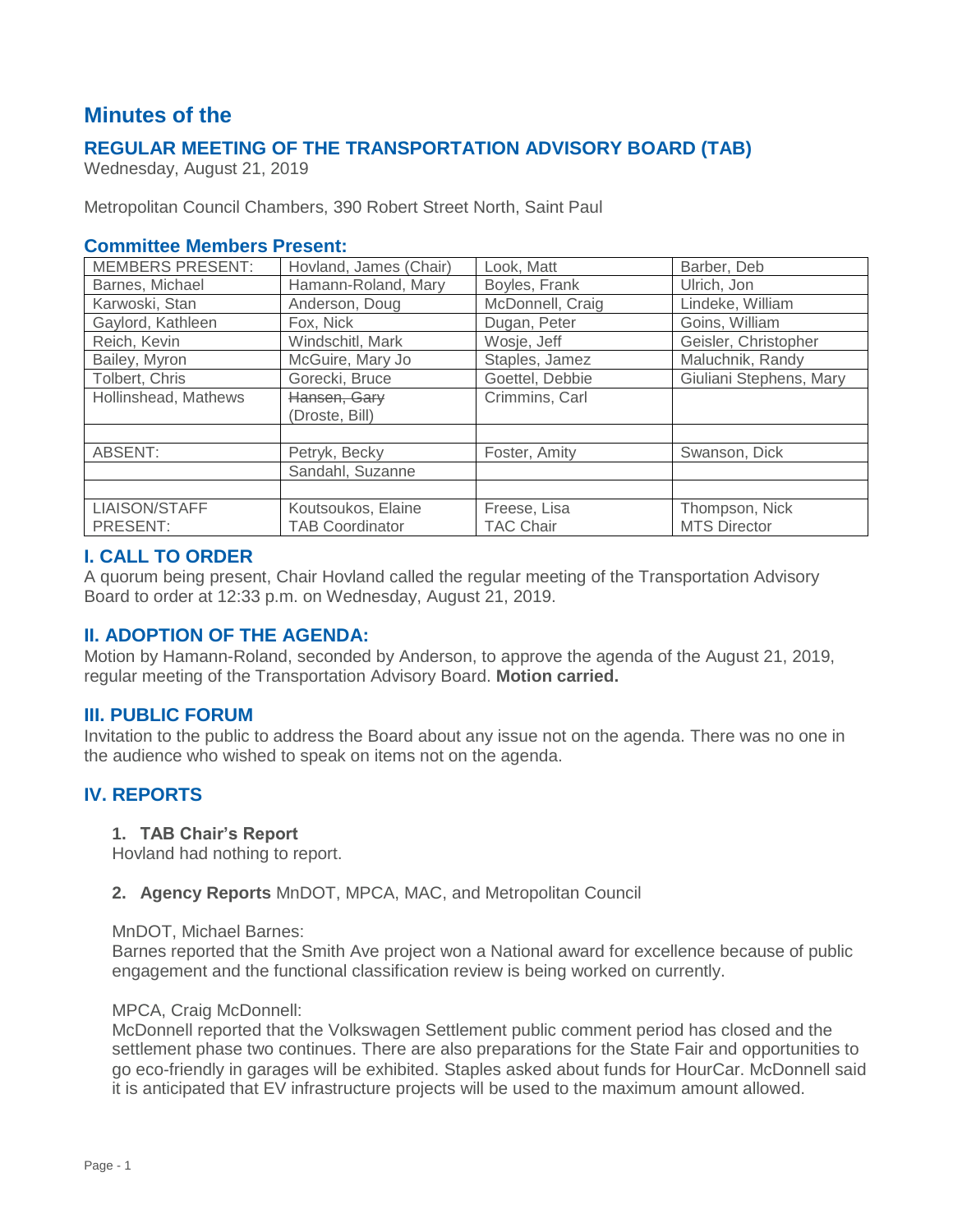# Minutes of the

## REGULAR MEETING OF THE TRANSPORTATION ADVISORY BOARD (TAB)

Wednesday, August 21, 2019

Metropolitan Council Chambers, 390 Robert Street North, Saint Paul

### Committee Members Present:

| MEMBERS PRESENT: | Hovland, James (Chair) | Look, Matt | Barber, Deb |
|---|---|---|---|
| Barnes, Michael | Hamann-Roland, Mary | Boyles, Frank | Ulrich, Jon |
| Karwoski, Stan | Anderson, Doug | McDonnell, Craig | Lindeke, William |
| Gaylord, Kathleen | Fox, Nick | Dugan, Peter | Goins, William |
| Reich, Kevin | Windschitl, Mark | Wosje, Jeff | Geisler, Christopher |
| Bailey, Myron | McGuire, Mary Jo | Staples, Jamez | Maluchnik, Randy |
| Tolbert, Chris | Gorecki, Bruce | Goettel, Debbie | Giuliani Stephens, Mary |
| Hollinshead, Mathews | ~~Hansen, Gary~~ (Droste, Bill) | Crimmins, Carl | |
| | | | |
| ABSENT: | Petryk, Becky | Foster, Amity | Swanson, Dick |
| | Sandahl, Suzanne | | |
| | | | |
| LIAISON/STAFF PRESENT: | Koutsoukos, Elaine TAB Coordinator | Freese, Lisa TAC Chair | Thompson, Nick MTS Director |

### I. CALL TO ORDER

A quorum being present, Chair Hovland called the regular meeting of the Transportation Advisory Board to order at 12:33 p.m. on Wednesday, August 21, 2019.

### II. ADOPTION OF THE AGENDA:

Motion by Hamann-Roland, seconded by Anderson, to approve the agenda of the August 21, 2019, regular meeting of the Transportation Advisory Board. **Motion carried.**

### III. PUBLIC FORUM

Invitation to the public to address the Board about any issue not on the agenda. There was no one in the audience who wished to speak on items not on the agenda.

### IV. REPORTS

1. **TAB Chair's Report**

Hovland had nothing to report.

2. **Agency Reports** MnDOT, MPCA, MAC, and Metropolitan Council

MnDOT, Michael Barnes:
Barnes reported that the Smith Ave project won a National award for excellence because of public engagement and the functional classification review is being worked on currently.

MPCA, Craig McDonnell:
McDonnell reported that the Volkswagen Settlement public comment period has closed and the settlement phase two continues. There are also preparations for the State Fair and opportunities to go eco-friendly in garages will be exhibited. Staples asked about funds for HourCar. McDonnell said it is anticipated that EV infrastructure projects will be used to the maximum amount allowed.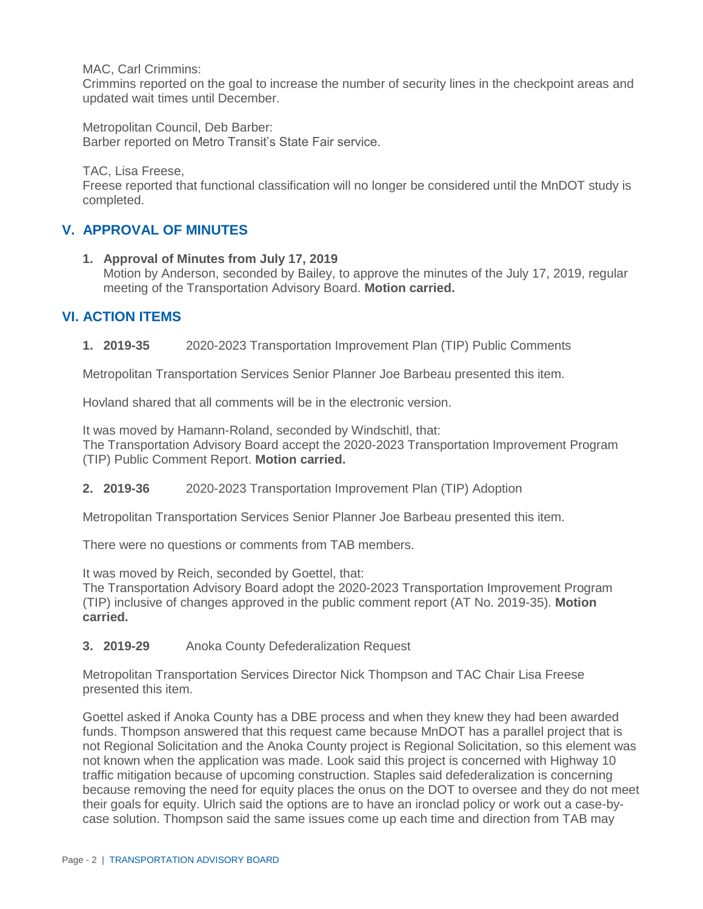MAC, Carl Crimmins:
Crimmins reported on the goal to increase the number of security lines in the checkpoint areas and updated wait times until December.

Metropolitan Council, Deb Barber:
Barber reported on Metro Transit's State Fair service.

TAC, Lisa Freese,
Freese reported that functional classification will no longer be considered until the MnDOT study is completed.

## V. APPROVAL OF MINUTES

1. **Approval of Minutes from July 17, 2019**
   Motion by Anderson, seconded by Bailey, to approve the minutes of the July 17, 2019, regular meeting of the Transportation Advisory Board. **Motion carried.**

## VI. ACTION ITEMS

1. **2019-35** 2020-2023 Transportation Improvement Plan (TIP) Public Comments

Metropolitan Transportation Services Senior Planner Joe Barbeau presented this item.

Hovland shared that all comments will be in the electronic version.

It was moved by Hamann-Roland, seconded by Windschitl, that:
The Transportation Advisory Board accept the 2020-2023 Transportation Improvement Program (TIP) Public Comment Report. **Motion carried.**

2. **2019-36** 2020-2023 Transportation Improvement Plan (TIP) Adoption

Metropolitan Transportation Services Senior Planner Joe Barbeau presented this item.

There were no questions or comments from TAB members.

It was moved by Reich, seconded by Goettel, that:
The Transportation Advisory Board adopt the 2020-2023 Transportation Improvement Program (TIP) inclusive of changes approved in the public comment report (AT No. 2019-35). **Motion carried.**

3. **2019-29** Anoka County Defederalization Request

Metropolitan Transportation Services Director Nick Thompson and TAC Chair Lisa Freese presented this item.

Goettel asked if Anoka County has a DBE process and when they knew they had been awarded funds. Thompson answered that this request came because MnDOT has a parallel project that is not Regional Solicitation and the Anoka County project is Regional Solicitation, so this element was not known when the application was made. Look said this project is concerned with Highway 10 traffic mitigation because of upcoming construction. Staples said defederalization is concerning because removing the need for equity places the onus on the DOT to oversee and they do not meet their goals for equity. Ulrich said the options are to have an ironclad policy or work out a case-by-case solution. Thompson said the same issues come up each time and direction from TAB may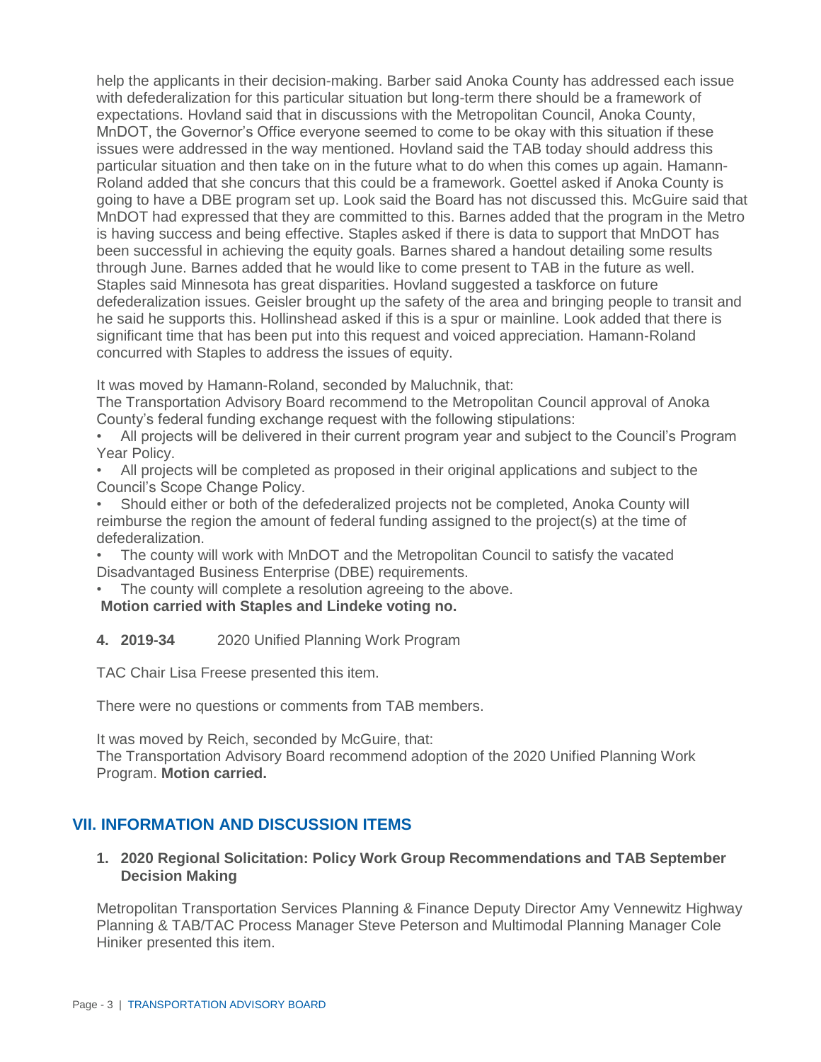help the applicants in their decision-making. Barber said Anoka County has addressed each issue with defederalization for this particular situation but long-term there should be a framework of expectations. Hovland said that in discussions with the Metropolitan Council, Anoka County, MnDOT, the Governor's Office everyone seemed to come to be okay with this situation if these issues were addressed in the way mentioned. Hovland said the TAB today should address this particular situation and then take on in the future what to do when this comes up again. Hamann-Roland added that she concurs that this could be a framework. Goettel asked if Anoka County is going to have a DBE program set up. Look said the Board has not discussed this. McGuire said that MnDOT had expressed that they are committed to this. Barnes added that the program in the Metro is having success and being effective. Staples asked if there is data to support that MnDOT has been successful in achieving the equity goals. Barnes shared a handout detailing some results through June. Barnes added that he would like to come present to TAB in the future as well. Staples said Minnesota has great disparities. Hovland suggested a taskforce on future defederalization issues. Geisler brought up the safety of the area and bringing people to transit and he said he supports this. Hollinshead asked if this is a spur or mainline. Look added that there is significant time that has been put into this request and voiced appreciation. Hamann-Roland concurred with Staples to address the issues of equity.

It was moved by Hamann-Roland, seconded by Maluchnik, that:
The Transportation Advisory Board recommend to the Metropolitan Council approval of Anoka County's federal funding exchange request with the following stipulations:

- All projects will be delivered in their current program year and subject to the Council's Program Year Policy.
- All projects will be completed as proposed in their original applications and subject to the Council's Scope Change Policy.
- Should either or both of the defederalized projects not be completed, Anoka County will reimburse the region the amount of federal funding assigned to the project(s) at the time of defederalization.
- The county will work with MnDOT and the Metropolitan Council to satisfy the vacated Disadvantaged Business Enterprise (DBE) requirements.
- The county will complete a resolution agreeing to the above.

**Motion carried with Staples and Lindeke voting no.**

**4. 2019-34** 2020 Unified Planning Work Program

TAC Chair Lisa Freese presented this item.

There were no questions or comments from TAB members.

It was moved by Reich, seconded by McGuire, that:
The Transportation Advisory Board recommend adoption of the 2020 Unified Planning Work Program. **Motion carried.**

## VII. INFORMATION AND DISCUSSION ITEMS

**1. 2020 Regional Solicitation: Policy Work Group Recommendations and TAB September Decision Making**

Metropolitan Transportation Services Planning & Finance Deputy Director Amy Vennewitz Highway Planning & TAB/TAC Process Manager Steve Peterson and Multimodal Planning Manager Cole Hiniker presented this item.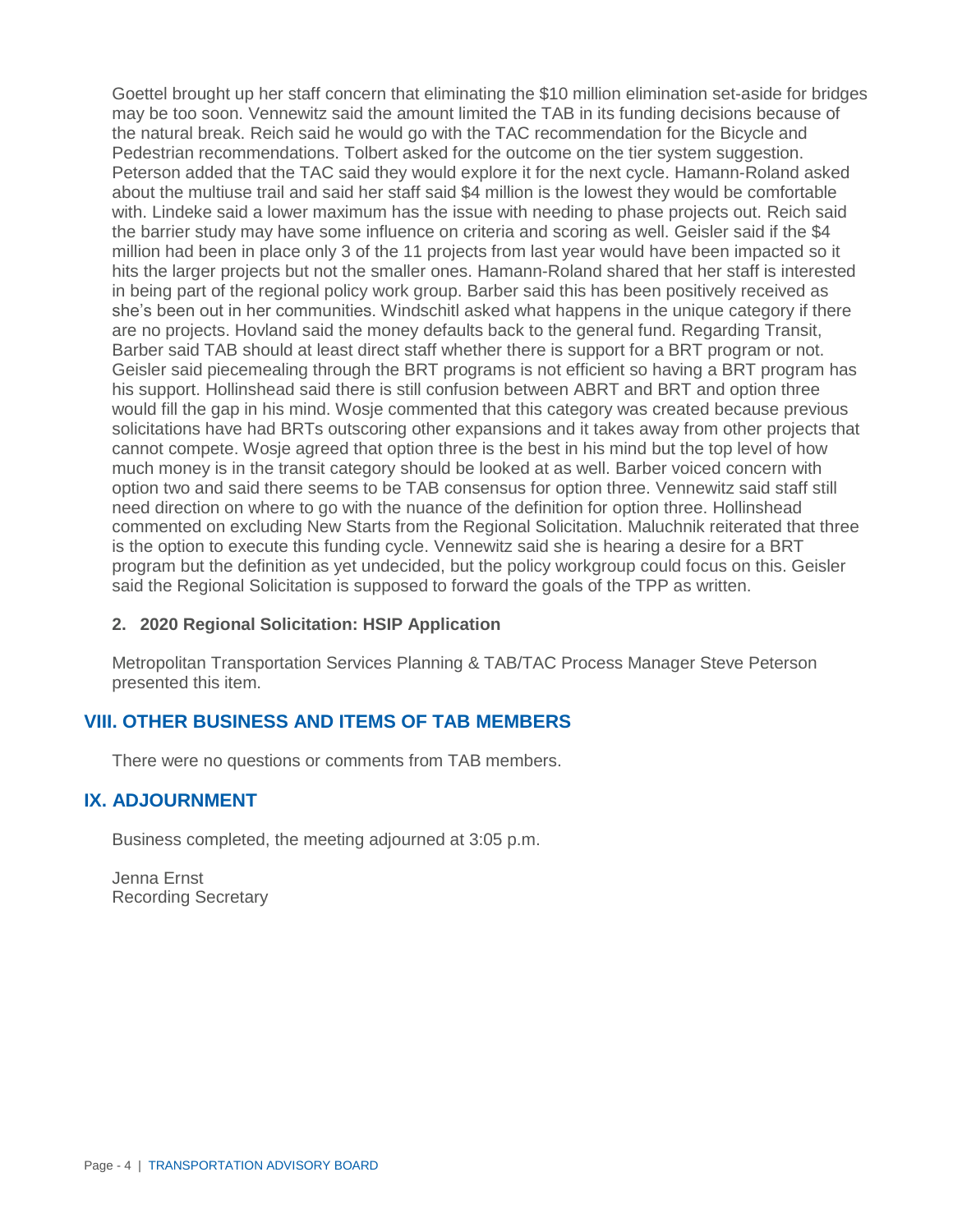Goettel brought up her staff concern that eliminating the $10 million elimination set-aside for bridges may be too soon. Vennewitz said the amount limited the TAB in its funding decisions because of the natural break. Reich said he would go with the TAC recommendation for the Bicycle and Pedestrian recommendations. Tolbert asked for the outcome on the tier system suggestion. Peterson added that the TAC said they would explore it for the next cycle. Hamann-Roland asked about the multiuse trail and said her staff said $4 million is the lowest they would be comfortable with. Lindeke said a lower maximum has the issue with needing to phase projects out. Reich said the barrier study may have some influence on criteria and scoring as well. Geisler said if the $4 million had been in place only 3 of the 11 projects from last year would have been impacted so it hits the larger projects but not the smaller ones. Hamann-Roland shared that her staff is interested in being part of the regional policy work group. Barber said this has been positively received as she's been out in her communities. Windschitl asked what happens in the unique category if there are no projects. Hovland said the money defaults back to the general fund. Regarding Transit, Barber said TAB should at least direct staff whether there is support for a BRT program or not. Geisler said piecemealing through the BRT programs is not efficient so having a BRT program has his support. Hollinshead said there is still confusion between ABRT and BRT and option three would fill the gap in his mind. Wosje commented that this category was created because previous solicitations have had BRTs outscoring other expansions and it takes away from other projects that cannot compete. Wosje agreed that option three is the best in his mind but the top level of how much money is in the transit category should be looked at as well. Barber voiced concern with option two and said there seems to be TAB consensus for option three. Vennewitz said staff still need direction on where to go with the nuance of the definition for option three. Hollinshead commented on excluding New Starts from the Regional Solicitation. Maluchnik reiterated that three is the option to execute this funding cycle. Vennewitz said she is hearing a desire for a BRT program but the definition as yet undecided, but the policy workgroup could focus on this. Geisler said the Regional Solicitation is supposed to forward the goals of the TPP as written.

**2. 2020 Regional Solicitation: HSIP Application**

Metropolitan Transportation Services Planning & TAB/TAC Process Manager Steve Peterson presented this item.

## VIII. OTHER BUSINESS AND ITEMS OF TAB MEMBERS

There were no questions or comments from TAB members.

## IX. ADJOURNMENT

Business completed, the meeting adjourned at 3:05 p.m.

Jenna Ernst
Recording Secretary